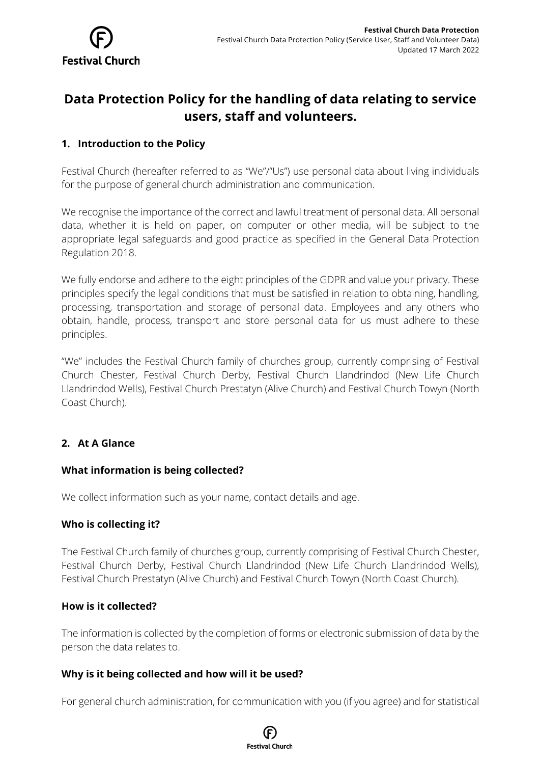# Data Protection Policy for the handling of data relating to service users, staff and volunteers.

## 1. Introduction to the Policy

Festival Church (hereafter referred to as "We"/"Us") use personal data about living individuals for the purpose of general church administration and communication.

We recognise the importance of the correct and lawful treatment of personal data. All personal data, whether it is held on paper, on computer or other media, will be subject to the appropriate legal safeguards and good practice as specified in the General Data Protection Regulation 2018.

We fully endorse and adhere to the eight principles of the GDPR and value your privacy. These principles specify the legal conditions that must be satisfied in relation to obtaining, handling, processing, transportation and storage of personal data. Employees and any others who obtain, handle, process, transport and store personal data for us must adhere to these principles.

"We" includes the Festival Church family of churches group, currently comprising of Festival Church Chester, Festival Church Derby, Festival Church Llandrindod (New Life Church Llandrindod Wells), Festival Church Prestatyn (Alive Church) and Festival Church Towyn (North Coast Church).

## 2. At A Glance

### What information is being collected?

We collect information such as your name, contact details and age.

### Who is collecting it?

The Festival Church family of churches group, currently comprising of Festival Church Chester, Festival Church Derby, Festival Church Llandrindod (New Life Church Llandrindod Wells), Festival Church Prestatyn (Alive Church) and Festival Church Towyn (North Coast Church).

### How is it collected?

The information is collected by the completion of forms or electronic submission of data by the person the data relates to.

### Why is it being collected and how will it be used?

For general church administration, for communication with you (if you agree) and for statistical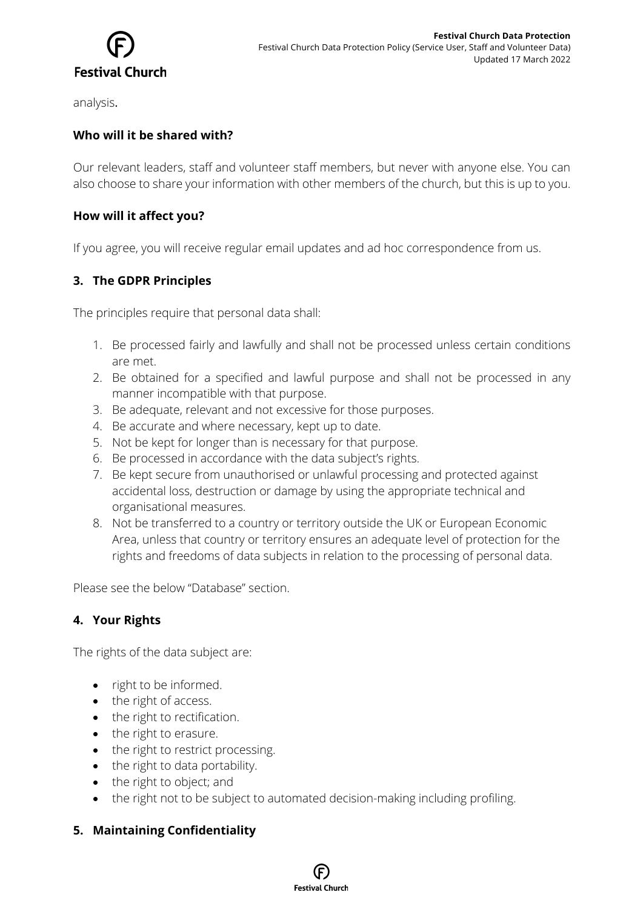analysis.

### Who will it be shared with?

Our relevant leaders, staff and volunteer staff members, but never with anyone else. You can also choose to share your information with other members of the church, but this is up to you.

### How will it affect you?

If you agree, you will receive regular email updates and ad hoc correspondence from us.

## 3. The GDPR Principles

The principles require that personal data shall:

1. Be processed fairly and lawfully and shall not be processed unless certain conditions are met.
2. Be obtained for a specified and lawful purpose and shall not be processed in any manner incompatible with that purpose.
3. Be adequate, relevant and not excessive for those purposes.
4. Be accurate and where necessary, kept up to date.
5. Not be kept for longer than is necessary for that purpose.
6. Be processed in accordance with the data subject's rights.
7. Be kept secure from unauthorised or unlawful processing and protected against accidental loss, destruction or damage by using the appropriate technical and organisational measures.
8. Not be transferred to a country or territory outside the UK or European Economic Area, unless that country or territory ensures an adequate level of protection for the rights and freedoms of data subjects in relation to the processing of personal data.

Please see the below "Database" section.

## 4. Your Rights

The rights of the data subject are:

- right to be informed.
- the right of access.
- the right to rectification.
- the right to erasure.
- the right to restrict processing.
- the right to data portability.
- the right to object; and
- the right not to be subject to automated decision-making including profiling.

## 5. Maintaining Confidentiality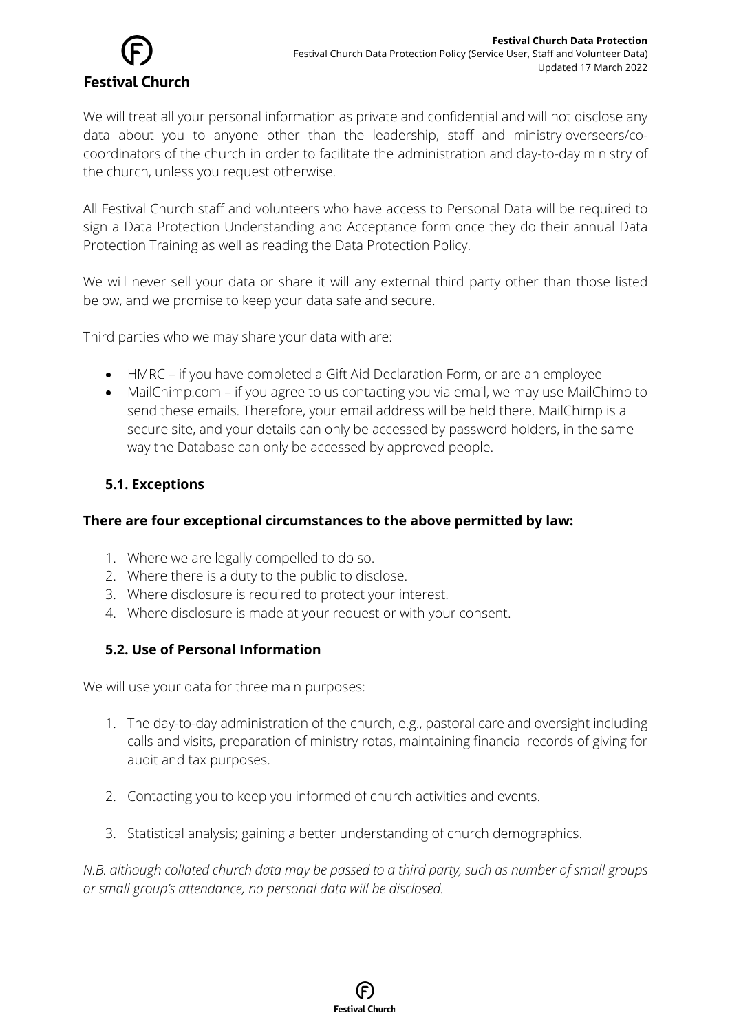We will treat all your personal information as private and confidential and will not disclose any data about you to anyone other than the leadership, staff and ministry overseers/co-coordinators of the church in order to facilitate the administration and day-to-day ministry of the church, unless you request otherwise.

All Festival Church staff and volunteers who have access to Personal Data will be required to sign a Data Protection Understanding and Acceptance form once they do their annual Data Protection Training as well as reading the Data Protection Policy.

We will never sell your data or share it will any external third party other than those listed below, and we promise to keep your data safe and secure.

Third parties who we may share your data with are:

- HMRC – if you have completed a Gift Aid Declaration Form, or are an employee
- MailChimp.com – if you agree to us contacting you via email, we may use MailChimp to send these emails. Therefore, your email address will be held there. MailChimp is a secure site, and your details can only be accessed by password holders, in the same way the Database can only be accessed by approved people.

### 5.1. Exceptions

**There are four exceptional circumstances to the above permitted by law:**

1. Where we are legally compelled to do so.
2. Where there is a duty to the public to disclose.
3. Where disclosure is required to protect your interest.
4. Where disclosure is made at your request or with your consent.

### 5.2. Use of Personal Information

We will use your data for three main purposes:

1. The day-to-day administration of the church, e.g., pastoral care and oversight including calls and visits, preparation of ministry rotas, maintaining financial records of giving for audit and tax purposes.

2. Contacting you to keep you informed of church activities and events.

3. Statistical analysis; gaining a better understanding of church demographics.

*N.B. although collated church data may be passed to a third party, such as number of small groups or small group's attendance, no personal data will be disclosed.*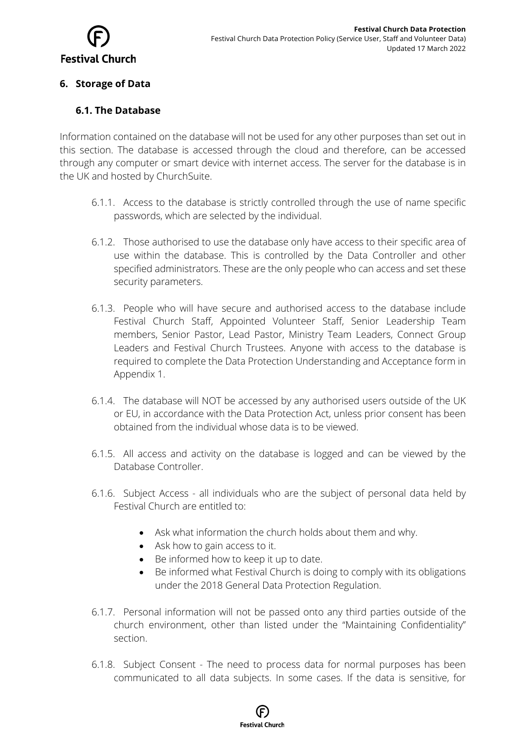## 6. Storage of Data

### 6.1. The Database

Information contained on the database will not be used for any other purposes than set out in this section. The database is accessed through the cloud and therefore, can be accessed through any computer or smart device with internet access. The server for the database is in the UK and hosted by ChurchSuite.

6.1.1. Access to the database is strictly controlled through the use of name specific passwords, which are selected by the individual.

6.1.2. Those authorised to use the database only have access to their specific area of use within the database. This is controlled by the Data Controller and other specified administrators. These are the only people who can access and set these security parameters.

6.1.3. People who will have secure and authorised access to the database include Festival Church Staff, Appointed Volunteer Staff, Senior Leadership Team members, Senior Pastor, Lead Pastor, Ministry Team Leaders, Connect Group Leaders and Festival Church Trustees. Anyone with access to the database is required to complete the Data Protection Understanding and Acceptance form in Appendix 1.

6.1.4. The database will NOT be accessed by any authorised users outside of the UK or EU, in accordance with the Data Protection Act, unless prior consent has been obtained from the individual whose data is to be viewed.

6.1.5. All access and activity on the database is logged and can be viewed by the Database Controller.

6.1.6. Subject Access - all individuals who are the subject of personal data held by Festival Church are entitled to:

- Ask what information the church holds about them and why.
- Ask how to gain access to it.
- Be informed how to keep it up to date.
- Be informed what Festival Church is doing to comply with its obligations under the 2018 General Data Protection Regulation.

6.1.7. Personal information will not be passed onto any third parties outside of the church environment, other than listed under the "Maintaining Confidentiality" section.

6.1.8. Subject Consent - The need to process data for normal purposes has been communicated to all data subjects. In some cases. If the data is sensitive, for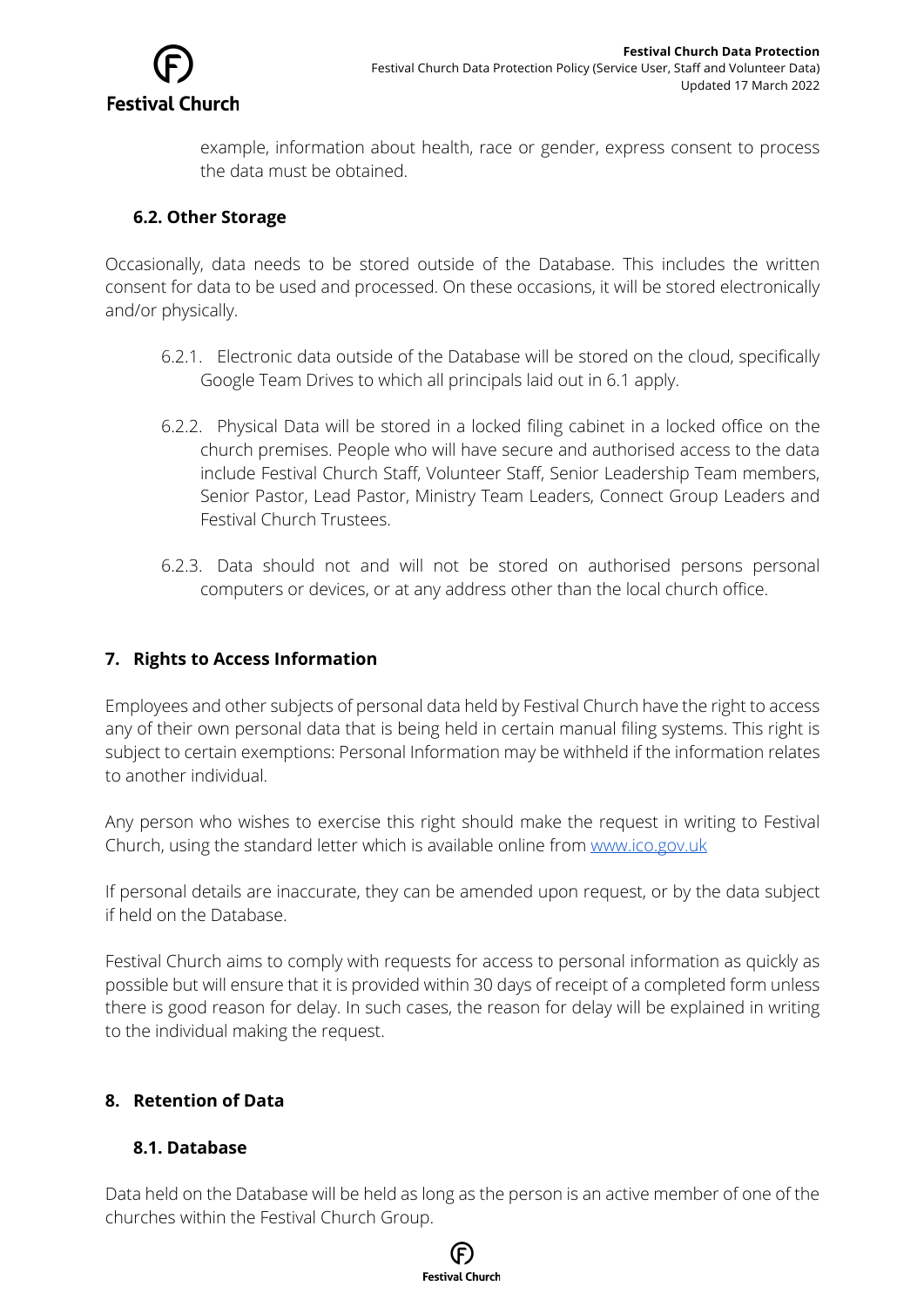example, information about health, race or gender, express consent to process the data must be obtained.

### 6.2. Other Storage

Occasionally, data needs to be stored outside of the Database. This includes the written consent for data to be used and processed. On these occasions, it will be stored electronically and/or physically.

6.2.1. Electronic data outside of the Database will be stored on the cloud, specifically Google Team Drives to which all principals laid out in 6.1 apply.

6.2.2. Physical Data will be stored in a locked filing cabinet in a locked office on the church premises. People who will have secure and authorised access to the data include Festival Church Staff, Volunteer Staff, Senior Leadership Team members, Senior Pastor, Lead Pastor, Ministry Team Leaders, Connect Group Leaders and Festival Church Trustees.

6.2.3. Data should not and will not be stored on authorised persons personal computers or devices, or at any address other than the local church office.

## 7. Rights to Access Information

Employees and other subjects of personal data held by Festival Church have the right to access any of their own personal data that is being held in certain manual filing systems. This right is subject to certain exemptions: Personal Information may be withheld if the information relates to another individual.

Any person who wishes to exercise this right should make the request in writing to Festival Church, using the standard letter which is available online from [www.ico.gov.uk](http://www.ico.gov.uk)

If personal details are inaccurate, they can be amended upon request, or by the data subject if held on the Database.

Festival Church aims to comply with requests for access to personal information as quickly as possible but will ensure that it is provided within 30 days of receipt of a completed form unless there is good reason for delay. In such cases, the reason for delay will be explained in writing to the individual making the request.

## 8. Retention of Data

### 8.1. Database

Data held on the Database will be held as long as the person is an active member of one of the churches within the Festival Church Group.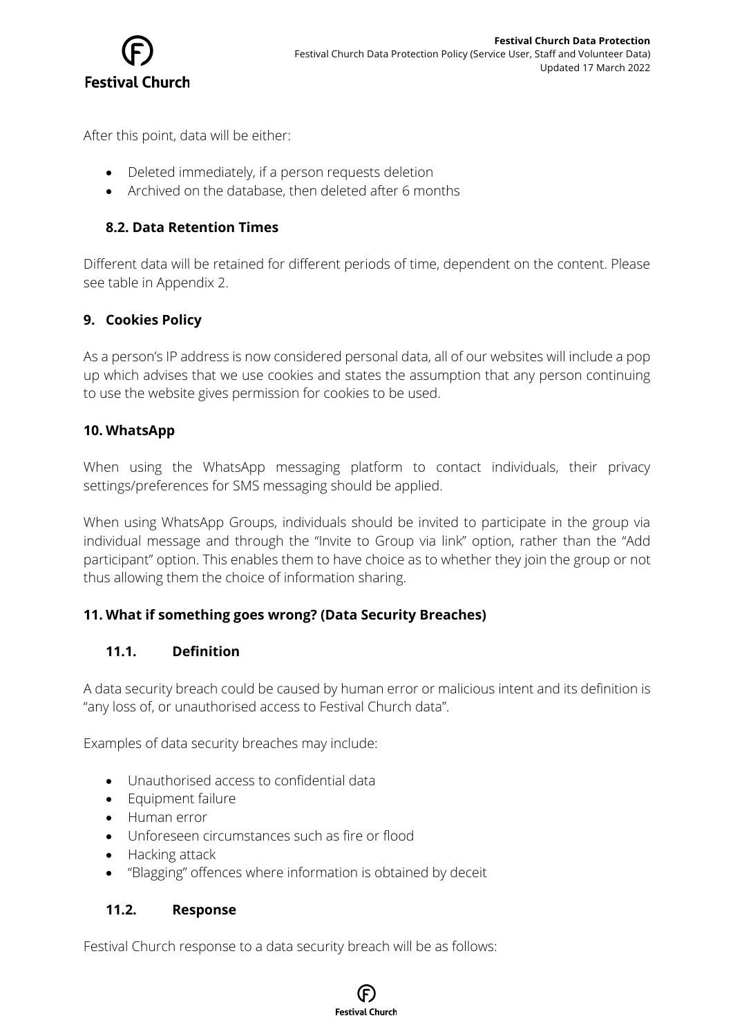After this point, data will be either:

- Deleted immediately, if a person requests deletion
- Archived on the database, then deleted after 6 months

### 8.2. Data Retention Times

Different data will be retained for different periods of time, dependent on the content. Please see table in Appendix 2.

## 9. Cookies Policy

As a person's IP address is now considered personal data, all of our websites will include a pop up which advises that we use cookies and states the assumption that any person continuing to use the website gives permission for cookies to be used.

## 10. WhatsApp

When using the WhatsApp messaging platform to contact individuals, their privacy settings/preferences for SMS messaging should be applied.

When using WhatsApp Groups, individuals should be invited to participate in the group via individual message and through the "Invite to Group via link" option, rather than the "Add participant" option. This enables them to have choice as to whether they join the group or not thus allowing them the choice of information sharing.

## 11. What if something goes wrong? (Data Security Breaches)

### 11.1. Definition

A data security breach could be caused by human error or malicious intent and its definition is "any loss of, or unauthorised access to Festival Church data".

Examples of data security breaches may include:

- Unauthorised access to confidential data
- Equipment failure
- Human error
- Unforeseen circumstances such as fire or flood
- Hacking attack
- "Blagging" offences where information is obtained by deceit

### 11.2. Response

Festival Church response to a data security breach will be as follows: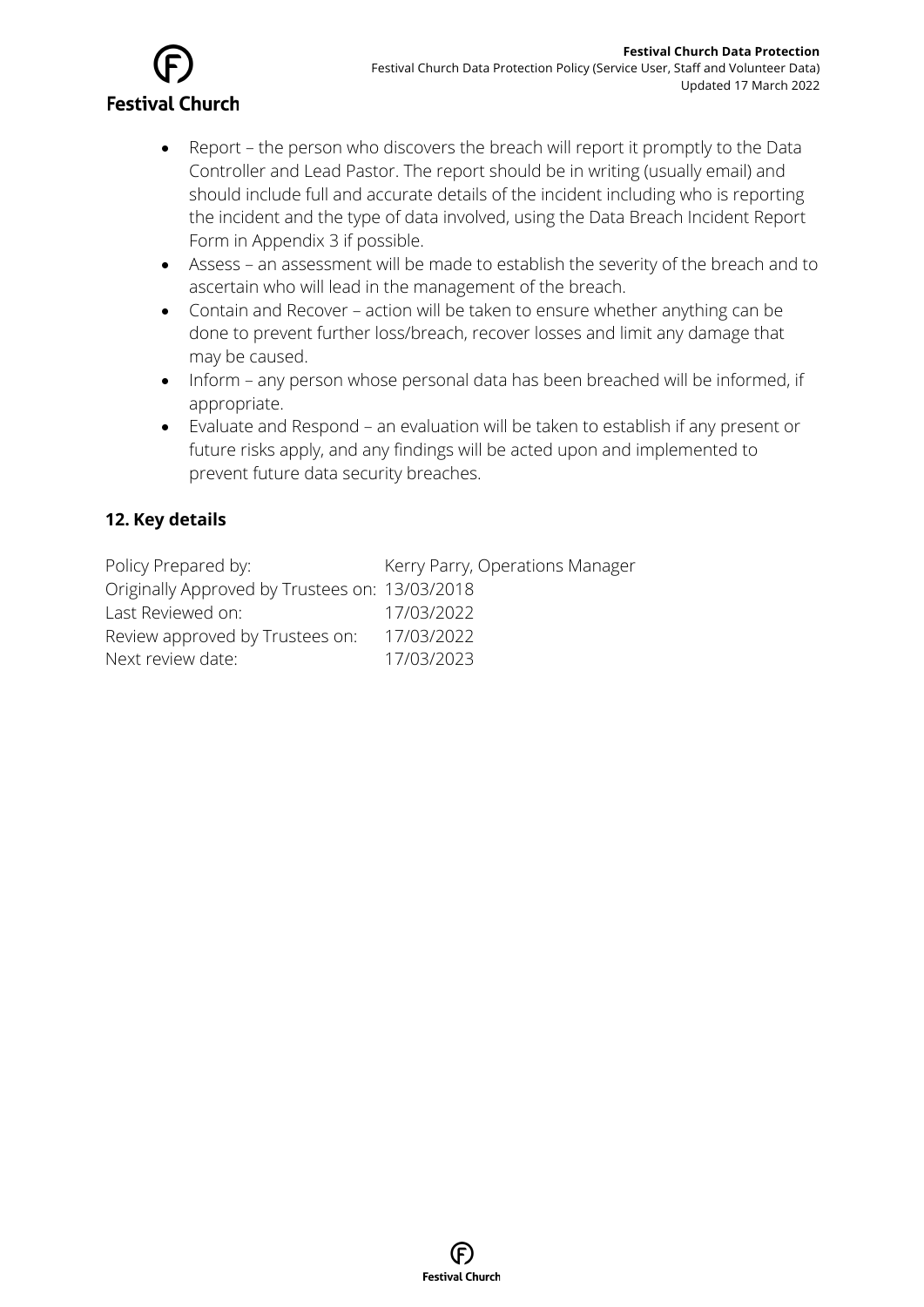- Report – the person who discovers the breach will report it promptly to the Data Controller and Lead Pastor. The report should be in writing (usually email) and should include full and accurate details of the incident including who is reporting the incident and the type of data involved, using the Data Breach Incident Report Form in Appendix 3 if possible.
- Assess – an assessment will be made to establish the severity of the breach and to ascertain who will lead in the management of the breach.
- Contain and Recover – action will be taken to ensure whether anything can be done to prevent further loss/breach, recover losses and limit any damage that may be caused.
- Inform – any person whose personal data has been breached will be informed, if appropriate.
- Evaluate and Respond – an evaluation will be taken to establish if any present or future risks apply, and any findings will be acted upon and implemented to prevent future data security breaches.

### 12. Key details

| | |
|---|---|
| Policy Prepared by: | Kerry Parry, Operations Manager |
| Originally Approved by Trustees on: | 13/03/2018 |
| Last Reviewed on: | 17/03/2022 |
| Review approved by Trustees on: | 17/03/2022 |
| Next review date: | 17/03/2023 |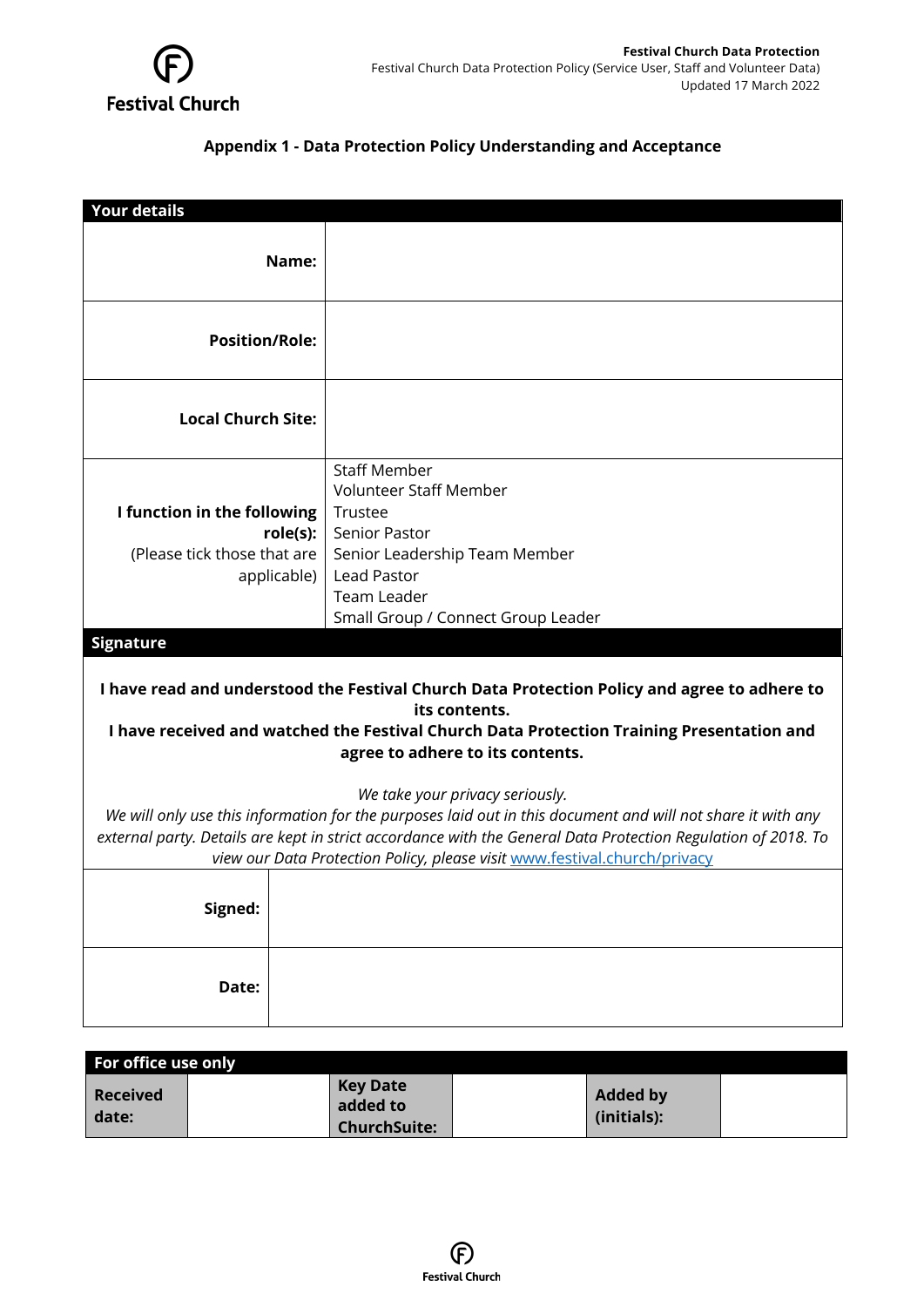## Appendix 1 - Data Protection Policy Understanding and Acceptance

| Your details | |
|---|---|
| **Name:** | |
| **Position/Role:** | |
| **Local Church Site:** | |
| **I function in the following role(s):** (Please tick those that are applicable) | Staff Member<br>Volunteer Staff Member<br>Trustee<br>Senior Pastor<br>Senior Leadership Team Member<br>Lead Pastor<br>Team Leader<br>Small Group / Connect Group Leader |

**Signature**

**I have read and understood the Festival Church Data Protection Policy and agree to adhere to its contents.**
**I have received and watched the Festival Church Data Protection Training Presentation and agree to adhere to its contents.**

*We take your privacy seriously.*
*We will only use this information for the purposes laid out in this document and will not share it with any external party. Details are kept in strict accordance with the General Data Protection Regulation of 2018. To view our Data Protection Policy, please visit* [www.festival.church/privacy](http://www.festival.church/privacy)

| | |
|---|---|
| **Signed:** | |
| **Date:** | |

| For office use only | | | | | |
|---|---|---|---|---|---|
| **Received date:** | | **Key Date added to ChurchSuite:** | | **Added by (initials):** | |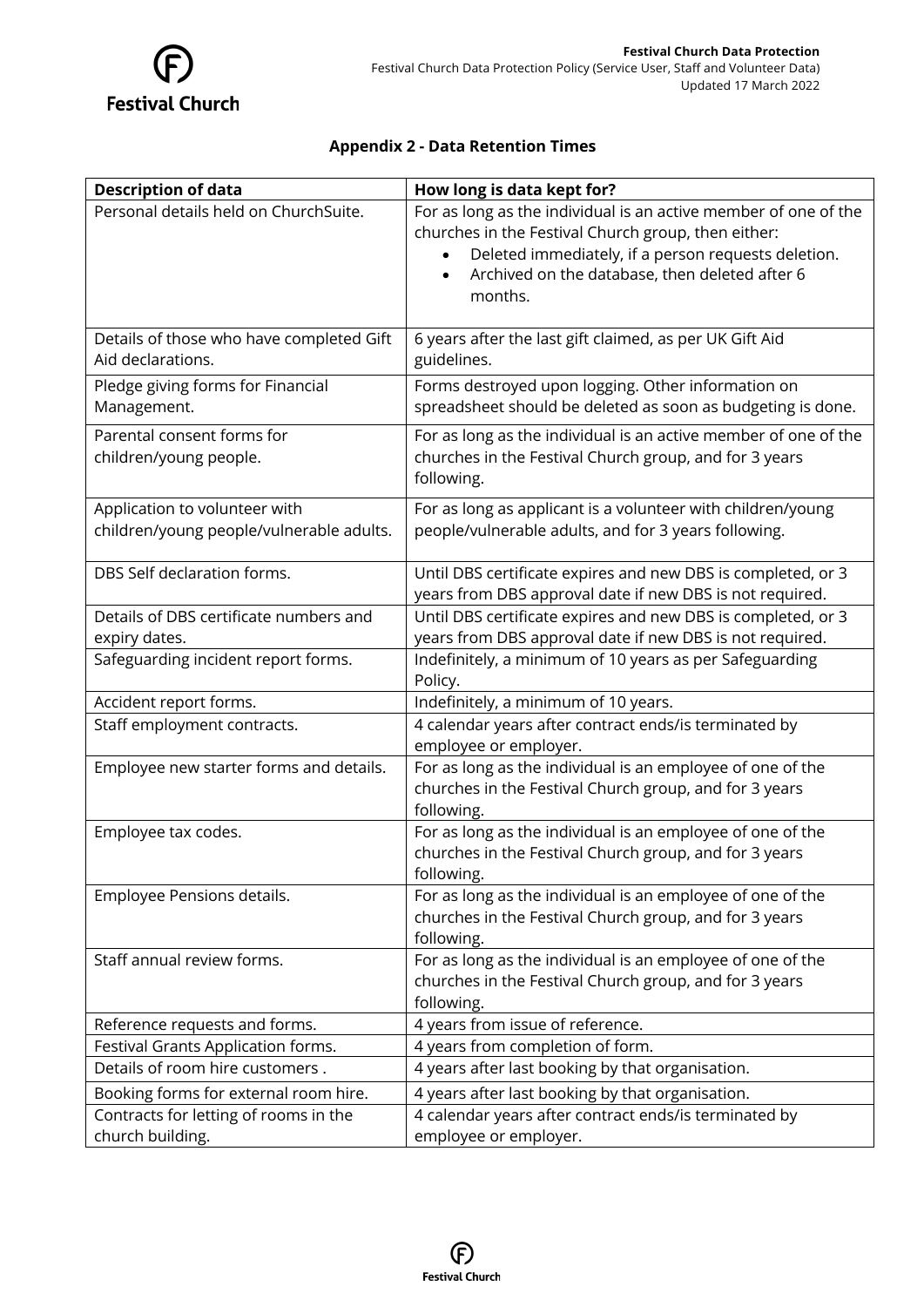## Appendix 2 - Data Retention Times

| Description of data | How long is data kept for? |
|---|---|
| Personal details held on ChurchSuite. | For as long as the individual is an active member of one of the churches in the Festival Church group, then either: <br>• Deleted immediately, if a person requests deletion. <br>• Archived on the database, then deleted after 6 months. |
| Details of those who have completed Gift Aid declarations. | 6 years after the last gift claimed, as per UK Gift Aid guidelines. |
| Pledge giving forms for Financial Management. | Forms destroyed upon logging. Other information on spreadsheet should be deleted as soon as budgeting is done. |
| Parental consent forms for children/young people. | For as long as the individual is an active member of one of the churches in the Festival Church group, and for 3 years following. |
| Application to volunteer with children/young people/vulnerable adults. | For as long as applicant is a volunteer with children/young people/vulnerable adults, and for 3 years following. |
| DBS Self declaration forms. | Until DBS certificate expires and new DBS is completed, or 3 years from DBS approval date if new DBS is not required. |
| Details of DBS certificate numbers and expiry dates. | Until DBS certificate expires and new DBS is completed, or 3 years from DBS approval date if new DBS is not required. |
| Safeguarding incident report forms. | Indefinitely, a minimum of 10 years as per Safeguarding Policy. |
| Accident report forms. | Indefinitely, a minimum of 10 years. |
| Staff employment contracts. | 4 calendar years after contract ends/is terminated by employee or employer. |
| Employee new starter forms and details. | For as long as the individual is an employee of one of the churches in the Festival Church group, and for 3 years following. |
| Employee tax codes. | For as long as the individual is an employee of one of the churches in the Festival Church group, and for 3 years following. |
| Employee Pensions details. | For as long as the individual is an employee of one of the churches in the Festival Church group, and for 3 years following. |
| Staff annual review forms. | For as long as the individual is an employee of one of the churches in the Festival Church group, and for 3 years following. |
| Reference requests and forms. | 4 years from issue of reference. |
| Festival Grants Application forms. | 4 years from completion of form. |
| Details of room hire customers . | 4 years after last booking by that organisation. |
| Booking forms for external room hire. | 4 years after last booking by that organisation. |
| Contracts for letting of rooms in the church building. | 4 calendar years after contract ends/is terminated by employee or employer. |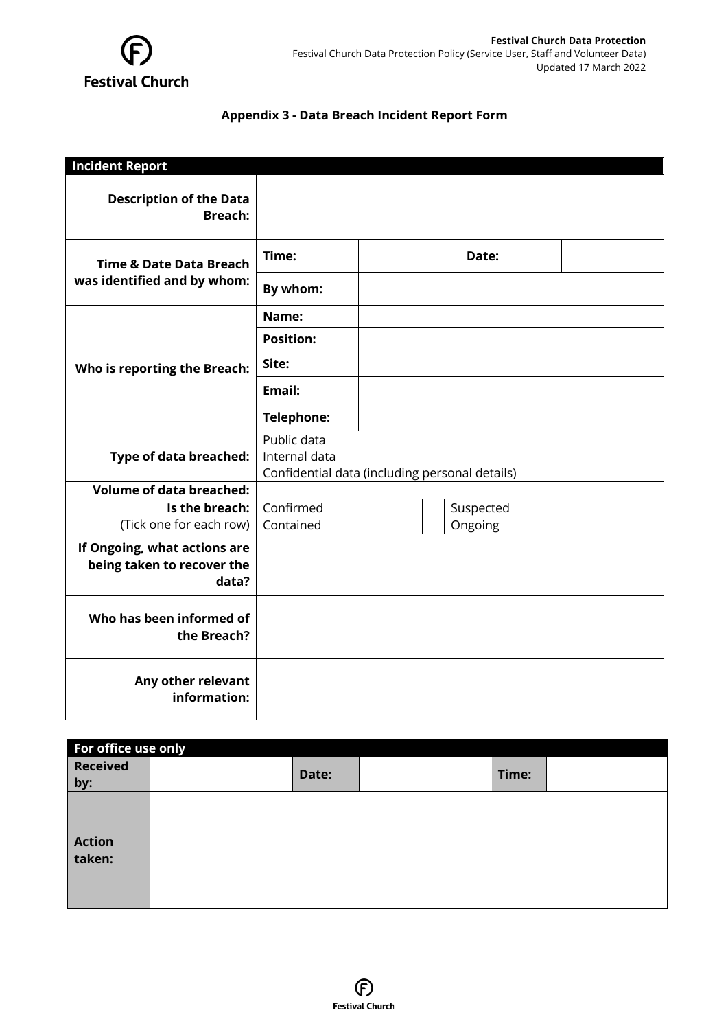## Appendix 3 - Data Breach Incident Report Form

| Incident Report | | | | |
|---|---|---|---|---|
| **Description of the Data Breach:** | | | | |
| **Time & Date Data Breach was identified and by whom:** | **Time:** | | **Date:** | |
| | **By whom:** | | | |
| **Who is reporting the Breach:** | **Name:** | | | |
| | **Position:** | | | |
| | **Site:** | | | |
| | **Email:** | | | |
| | **Telephone:** | | | |
| **Type of data breached:** | Public data<br>Internal data<br>Confidential data (including personal details) | | | |
| **Volume of data breached:** | | | | |
| **Is the breach:** (Tick one for each row) | Confirmed | | Suspected | |
| | Contained | | Ongoing | |
| **If Ongoing, what actions are being taken to recover the data?** | | | | |
| **Who has been informed of the Breach?** | | | | |
| **Any other relevant information:** | | | | |

| For office use only | | | | | |
|---|---|---|---|---|---|
| **Received by:** | | **Date:** | | **Time:** | |
| **Action taken:** | | | | | |